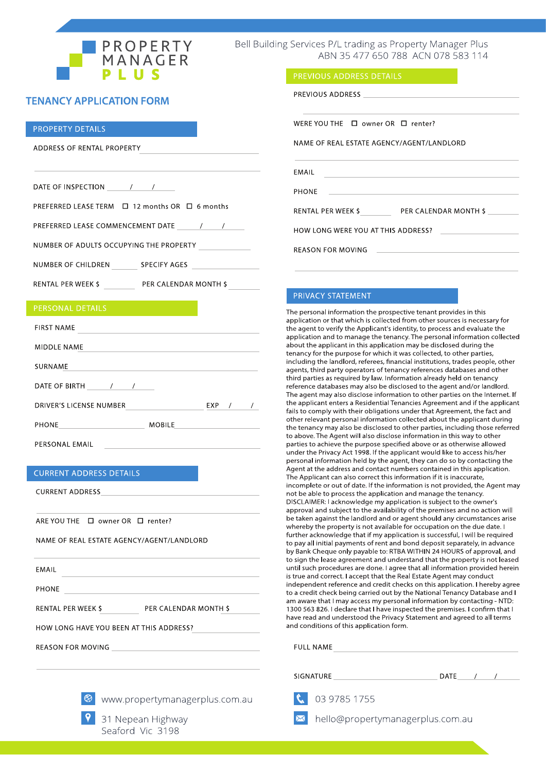# PROPERTY MANAGER PLUS

Bell Building Services P/L trading as Property Manager Plus
ABN 35 477 650 788 ACN 078 583 114

## TENANCY APPLICATION FORM

### PROPERTY DETAILS

ADDRESS OF RENTAL PROPERTY ______________________

______________________

DATE OF INSPECTION ____/____/____

PREFERRED LEASE TERM ☐ 12 months OR ☐ 6 months

PREFERRED LEASE COMMENCEMENT DATE ____/____/____

NUMBER OF ADULTS OCCUPYING THE PROPERTY ______

NUMBER OF CHILDREN ______ SPECIFY AGES ______

RENTAL PER WEEK $ ______ PER CALENDAR MONTH $ ______

### PERSONAL DETAILS

FIRST NAME ______________________

MIDDLE NAME ______________________

SURNAME ______________________

DATE OF BIRTH ____/____/____

DRIVER'S LICENSE NUMBER ______________ EXP ____/____/____

PHONE ______________ MOBILE ______________

PERSONAL EMAIL ______________________

### CURRENT ADDRESS DETAILS

CURRENT ADDRESS ______________________

______________________

ARE YOU THE ☐ owner OR ☐ renter?

NAME OF REAL ESTATE AGENCY/AGENT/LANDLORD

______________________

EMAIL ______________________

PHONE ______________________

RENTAL PER WEEK $ ______ PER CALENDAR MONTH $ ______

HOW LONG HAVE YOU BEEN AT THIS ADDRESS? ______

REASON FOR MOVING ______________________

______________________

### PREVIOUS ADDRESS DETAILS

PREVIOUS ADDRESS ______________________

______________________

WERE YOU THE ☐ owner OR ☐ renter?

NAME OF REAL ESTATE AGENCY/AGENT/LANDLORD

______________________

EMAIL ______________________

PHONE ______________________

RENTAL PER WEEK $ ______ PER CALENDAR MONTH $ ______

HOW LONG WERE YOU AT THIS ADDRESS? ______

REASON FOR MOVING ______________________

______________________

### PRIVACY STATEMENT

The personal information the prospective tenant provides in this application or that which is collected from other sources is necessary for the agent to verify the Applicant's identity, to process and evaluate the application and to manage the tenancy. The personal information collected about the applicant in this application may be disclosed during the tenancy for the purpose for which it was collected, to other parties, including the landlord, referees, financial institutions, trades people, other agents, third party operators of tenancy references databases and other third parties as required by law. Information already held on tenancy reference databases may also be disclosed to the agent and/or landlord. The agent may also disclose information to other parties on the Internet. If the applicant enters a Residential Tenancies Agreement and if the applicant fails to comply with their obligations under that Agreement, the fact and other relevant personal information collected about the applicant during the tenancy may also be disclosed to other parties, including those referred to above. The Agent will also disclose information in this way to other parties to achieve the purpose specified above or as otherwise allowed under the Privacy Act 1998. If the applicant would like to access his/her personal information held by the agent, they can do so by contacting the Agent at the address and contact numbers contained in this application. The Applicant can also correct this information if it is inaccurate, incomplete or out of date. If the information is not provided, the Agent may not be able to process the application and manage the tenancy.
DISCLAIMER: I acknowledge my application is subject to the owner's approval and subject to the availability of the premises and no action will be taken against the landlord and or agent should any circumstances arise whereby the property is not available for occupation on the due date. I further acknowledge that if my application is successful, I will be required to pay all initial payments of rent and bond deposit separately, in advance by Bank Cheque only payable to: RTBA WITHIN 24 HOURS of approval, and to sign the lease agreement and understand that the property is not leased until all such procedures are done. I agree that all information provided herein is true and correct. I accept that the Real Estate Agent may conduct independent reference and credit checks on this application. I hereby agree to a credit check being carried out by the National Tenancy Database and I am aware that I may access my personal information by contacting - NTD: 1300 563 826. I declare that I have inspected the premises. I confirm that I have read and understood the Privacy Statement and agreed to all terms and conditions of this application form.

FULL NAME ______________________

SIGNATURE ______________ DATE ____/____/____

www.propertymanagerplus.com.au

31 Nepean Highway
Seaford Vic 3198

03 9785 1755

hello@propertymanagerplus.com.au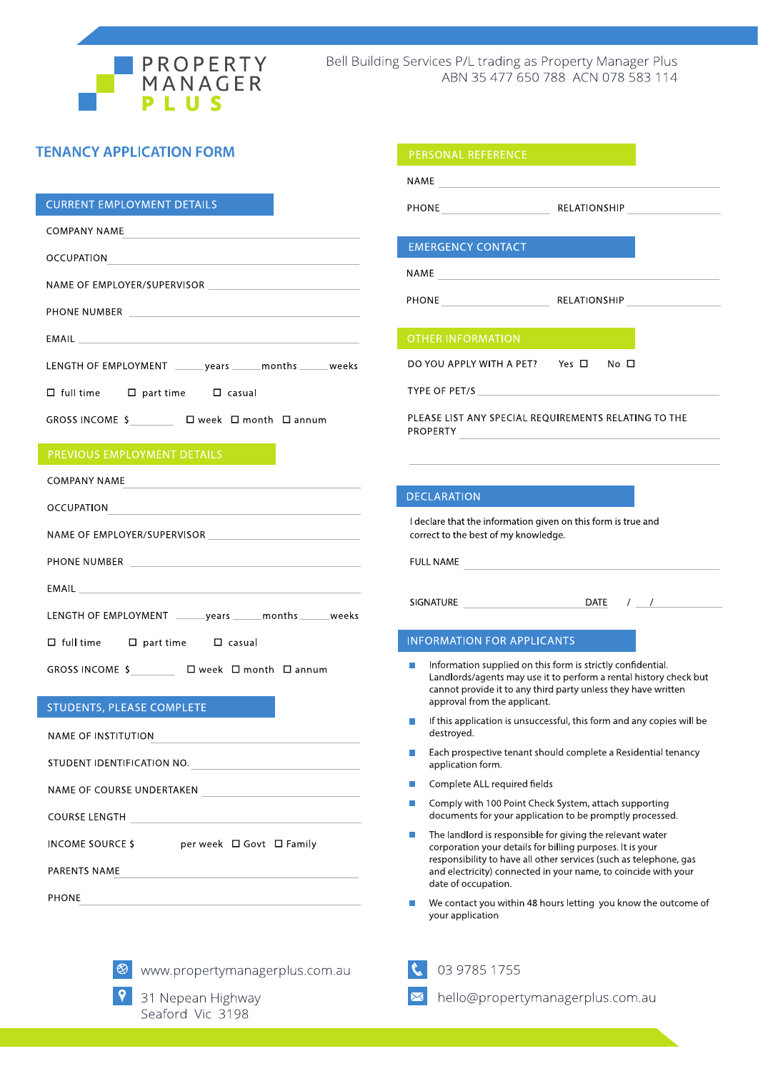PROPERTY MANAGER PLUS

Bell Building Services P/L trading as Property Manager Plus
ABN 35 477 650 788 ACN 078 583 114

# TENANCY APPLICATION FORM

## CURRENT EMPLOYMENT DETAILS

COMPANY NAME ______________________

OCCUPATION ______________________

NAME OF EMPLOYER/SUPERVISOR ______________________

PHONE NUMBER ______________________

EMAIL ______________________

LENGTH OF EMPLOYMENT ______ years ______ months ______ weeks

☐ full time ☐ part time ☐ casual

GROSS INCOME $ ________ ☐ week ☐ month ☐ annum

## PREVIOUS EMPLOYMENT DETAILS

COMPANY NAME ______________________

OCCUPATION ______________________

NAME OF EMPLOYER/SUPERVISOR ______________________

PHONE NUMBER ______________________

EMAIL ______________________

LENGTH OF EMPLOYMENT ______ years ______ months ______ weeks

☐ full time ☐ part time ☐ casual

GROSS INCOME $ ________ ☐ week ☐ month ☐ annum

## STUDENTS, PLEASE COMPLETE

NAME OF INSTITUTION ______________________

STUDENT IDENTIFICATION NO. ______________________

NAME OF COURSE UNDERTAKEN ______________________

COURSE LENGTH ______________________

INCOME SOURCE $ ________ per week ☐ Govt ☐ Family

PARENTS NAME ______________________

PHONE ______________________

## PERSONAL REFERENCE

NAME ______________________

PHONE ______________ RELATIONSHIP ______________

## EMERGENCY CONTACT

NAME ______________________

PHONE ______________ RELATIONSHIP ______________

## OTHER INFORMATION

DO YOU APPLY WITH A PET? Yes ☐ No ☐

TYPE OF PET/S ______________________

PLEASE LIST ANY SPECIAL REQUIREMENTS RELATING TO THE PROPERTY ______________________

______________________

## DECLARATION

I declare that the information given on this form is true and correct to the best of my knowledge.

FULL NAME ______________________

SIGNATURE ______________________ DATE ___ / ___ / ______

## INFORMATION FOR APPLICANTS

- Information supplied on this form is strictly confidential. Landlords/agents may use it to perform a rental history check but cannot provide it to any third party unless they have written approval from the applicant.
- If this application is unsuccessful, this form and any copies will be destroyed.
- Each prospective tenant should complete a Residential tenancy application form.
- Complete ALL required fields
- Comply with 100 Point Check System, attach supporting documents for your application to be promptly processed.
- The landlord is responsible for giving the relevant water corporation your details for billing purposes. It is your responsibility to have all other services (such as telephone, gas and electricity) connected in your name, to coincide with your date of occupation.
- We contact you within 48 hours letting you know the outcome of your application

www.propertymanagerplus.com.au
31 Nepean Highway
Seaford Vic 3198

03 9785 1755
hello@propertymanagerplus.com.au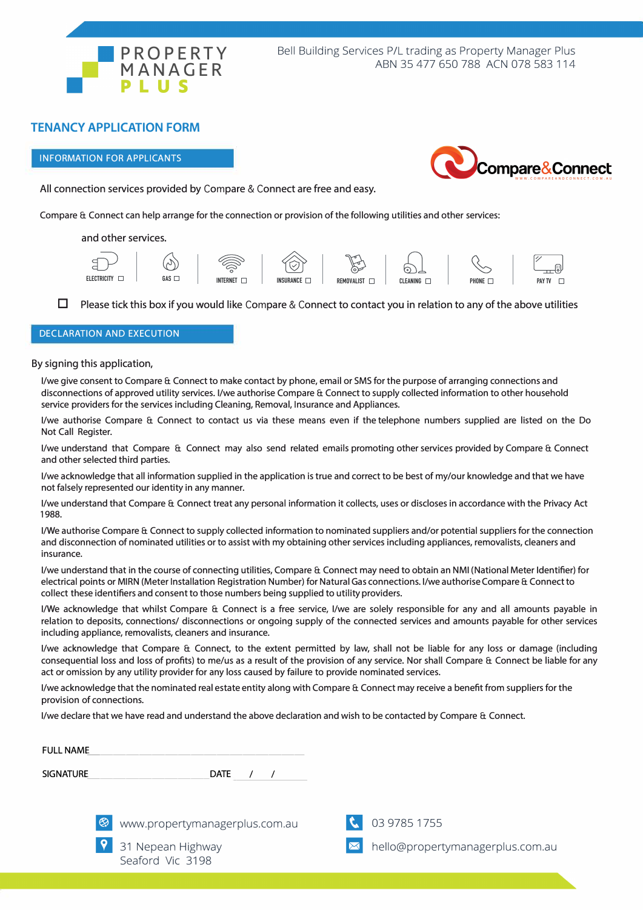PROPERTY MANAGER PLUS

Bell Building Services P/L trading as Property Manager Plus
ABN 35 477 650 788 ACN 078 583 114

## TENANCY APPLICATION FORM

### INFORMATION FOR APPLICANTS

Compare&Connect
WWW.COMPAREANDCONNECT.COM.AU

All connection services provided by Compare & Connect are free and easy.

Compare & Connect can help arrange for the connection or provision of the following utilities and other services:

and other services.

ELECTRICITY ☐ GAS ☐ INTERNET ☐ INSURANCE ☐ REMOVALIST ☐ CLEANING ☐ PHONE ☐ PAY TV ☐

☐ Please tick this box if you would like Compare & Connect to contact you in relation to any of the above utilities

### DECLARATION AND EXECUTION

By signing this application,

I/we give consent to Compare & Connect to make contact by phone, email or SMS for the purpose of arranging connections and disconnections of approved utility services. I/we authorise Compare & Connect to supply collected information to other household service providers for the services including Cleaning, Removal, Insurance and Appliances.

I/we authorise Compare & Connect to contact us via these means even if the telephone numbers supplied are listed on the Do Not Call Register.

I/we understand that Compare & Connect may also send related emails promoting other services provided by Compare & Connect and other selected third parties.

I/we acknowledge that all information supplied in the application is true and correct to be best of my/our knowledge and that we have not falsely represented our identity in any manner.

I/we understand that Compare & Connect treat any personal information it collects, uses or discloses in accordance with the Privacy Act 1988.

I/We authorise Compare & Connect to supply collected information to nominated suppliers and/or potential suppliers for the connection and disconnection of nominated utilities or to assist with my obtaining other services including appliances, removalists, cleaners and insurance.

I/we understand that in the course of connecting utilities, Compare & Connect may need to obtain an NMI (National Meter Identifier) for electrical points or MIRN (Meter Installation Registration Number) for Natural Gas connections. I/we authorise Compare & Connect to collect these identifiers and consent to those numbers being supplied to utility providers.

I/We acknowledge that whilst Compare & Connect is a free service, I/we are solely responsible for any and all amounts payable in relation to deposits, connections/ disconnections or ongoing supply of the connected services and amounts payable for other services including appliance, removalists, cleaners and insurance.

I/we acknowledge that Compare & Connect, to the extent permitted by law, shall not be liable for any loss or damage (including consequential loss and loss of profits) to me/us as a result of the provision of any service. Nor shall Compare & Connect be liable for any act or omission by any utility provider for any loss caused by failure to provide nominated services.

I/we acknowledge that the nominated real estate entity along with Compare & Connect may receive a benefit from suppliers for the provision of connections.

I/we declare that we have read and understand the above declaration and wish to be contacted by Compare & Connect.

FULL NAME ______________________________

SIGNATURE ______________________ DATE ___/___/___

www.propertymanagerplus.com.au
31 Nepean Highway
Seaford Vic 3198

03 9785 1755
hello@propertymanagerplus.com.au